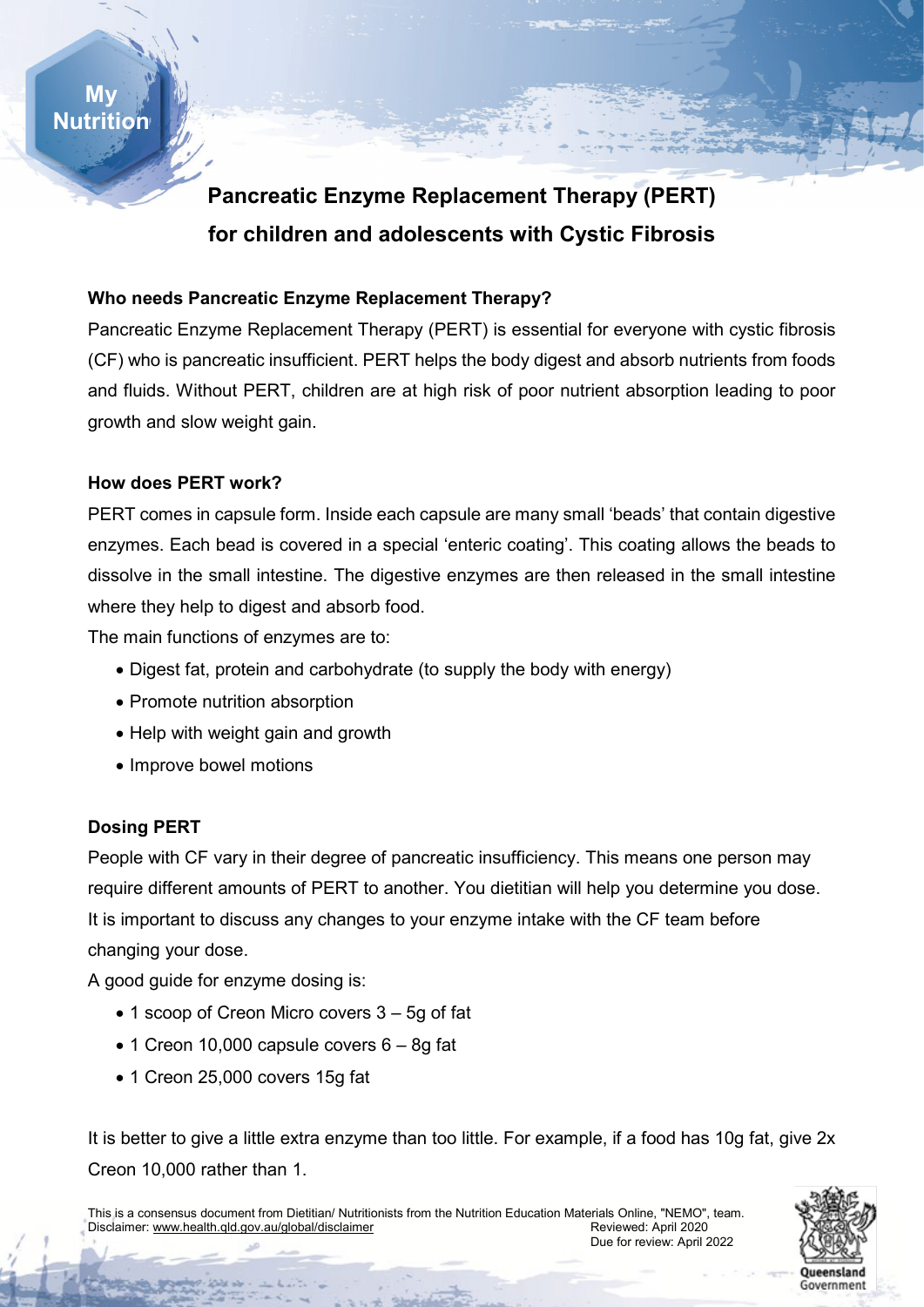My Nutrition

# Pancreatic Enzyme Replacement Therapy (PERT) for children and adolescents with Cystic Fibrosis

### Who needs Pancreatic Enzyme Replacement Therapy?

Pancreatic Enzyme Replacement Therapy (PERT) is essential for everyone with cystic fibrosis (CF) who is pancreatic insufficient. PERT helps the body digest and absorb nutrients from foods and fluids. Without PERT, children are at high risk of poor nutrient absorption leading to poor growth and slow weight gain.

### How does PERT work?

PERT comes in capsule form. Inside each capsule are many small 'beads' that contain digestive enzymes. Each bead is covered in a special 'enteric coating'. This coating allows the beads to dissolve in the small intestine. The digestive enzymes are then released in the small intestine where they help to digest and absorb food.

The main functions of enzymes are to:

- Digest fat, protein and carbohydrate (to supply the body with energy)
- Promote nutrition absorption
- Help with weight gain and growth
- Improve bowel motions

### Dosing PERT

People with CF vary in their degree of pancreatic insufficiency. This means one person may require different amounts of PERT to another. You dietitian will help you determine you dose. It is important to discuss any changes to your enzyme intake with the CF team before changing your dose.

A good guide for enzyme dosing is:

- 1 scoop of Creon Micro covers 3 – 5g of fat
- 1 Creon 10,000 capsule covers 6 – 8g fat
- 1 Creon 25,000 covers 15g fat

It is better to give a little extra enzyme than too little. For example, if a food has 10g fat, give 2x Creon 10,000 rather than 1.

This is a consensus document from Dietitian/ Nutritionists from the Nutrition Education Materials Online, "NEMO", team.
Disclaimer: www.health.qld.gov.au/global/disclaimer
Reviewed: April 2020
Due for review: April 2022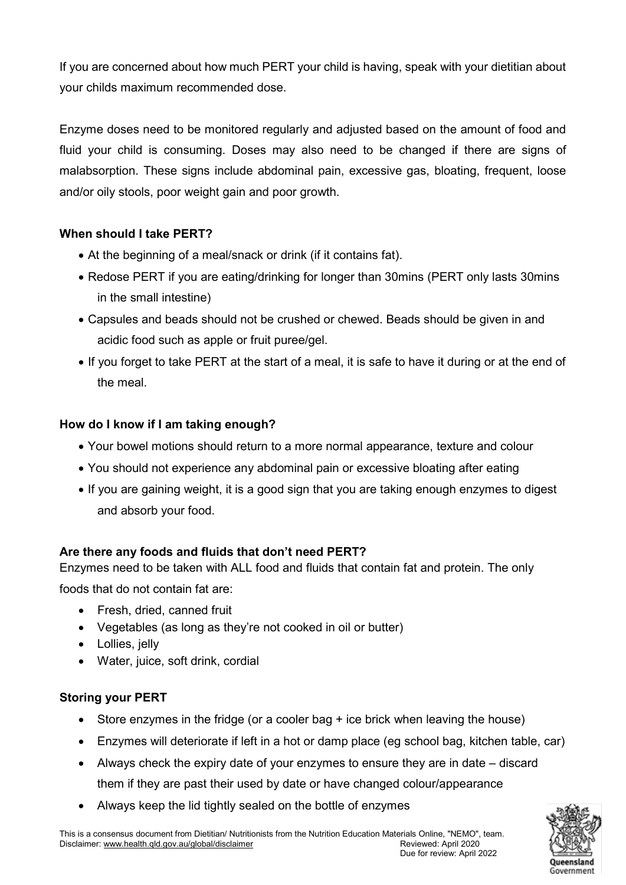If you are concerned about how much PERT your child is having, speak with your dietitian about your childs maximum recommended dose.

Enzyme doses need to be monitored regularly and adjusted based on the amount of food and fluid your child is consuming. Doses may also need to be changed if there are signs of malabsorption. These signs include abdominal pain, excessive gas, bloating, frequent, loose and/or oily stools, poor weight gain and poor growth.

**When should I take PERT?**

- At the beginning of a meal/snack or drink (if it contains fat).
- Redose PERT if you are eating/drinking for longer than 30mins (PERT only lasts 30mins in the small intestine)
- Capsules and beads should not be crushed or chewed. Beads should be given in and acidic food such as apple or fruit puree/gel.
- If you forget to take PERT at the start of a meal, it is safe to have it during or at the end of the meal.

**How do I know if I am taking enough?**

- Your bowel motions should return to a more normal appearance, texture and colour
- You should not experience any abdominal pain or excessive bloating after eating
- If you are gaining weight, it is a good sign that you are taking enough enzymes to digest and absorb your food.

**Are there any foods and fluids that don't need PERT?**

Enzymes need to be taken with ALL food and fluids that contain fat and protein. The only foods that do not contain fat are:

- Fresh, dried, canned fruit
- Vegetables (as long as they're not cooked in oil or butter)
- Lollies, jelly
- Water, juice, soft drink, cordial

**Storing your PERT**

- Store enzymes in the fridge (or a cooler bag + ice brick when leaving the house)
- Enzymes will deteriorate if left in a hot or damp place (eg school bag, kitchen table, car)
- Always check the expiry date of your enzymes to ensure they are in date – discard them if they are past their used by date or have changed colour/appearance
- Always keep the lid tightly sealed on the bottle of enzymes

This is a consensus document from Dietitian/ Nutritionists from the Nutrition Education Materials Online, "NEMO", team.
Disclaimer: www.health.qld.gov.au/global/disclaimer
Reviewed: April 2020
Due for review: April 2022